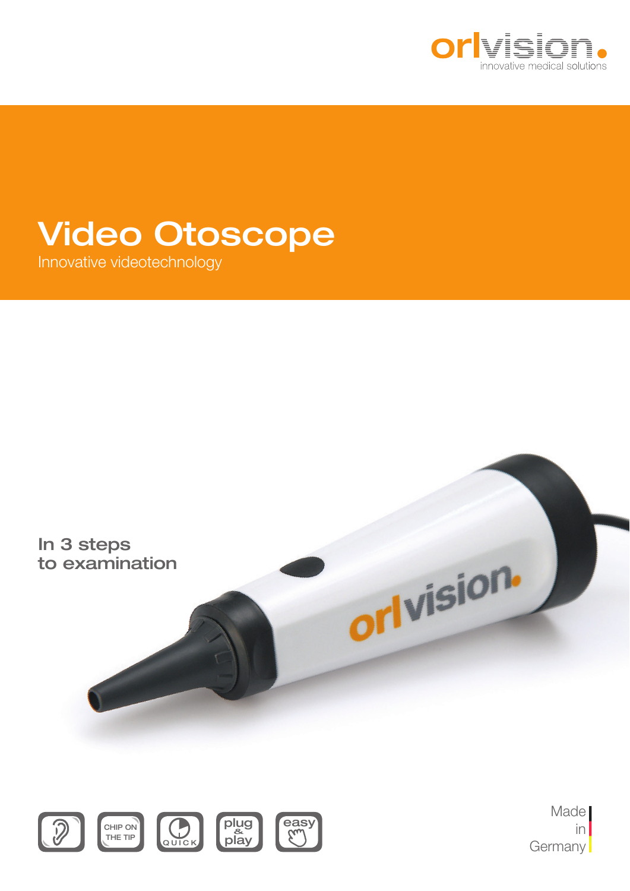orlvision.
innovative medical solutions

# Video Otoscope

Innovative videotechnology

## In 3 steps to examination

CHIP ON THE TIP

QUICK

plug & play

easy

Made in Germany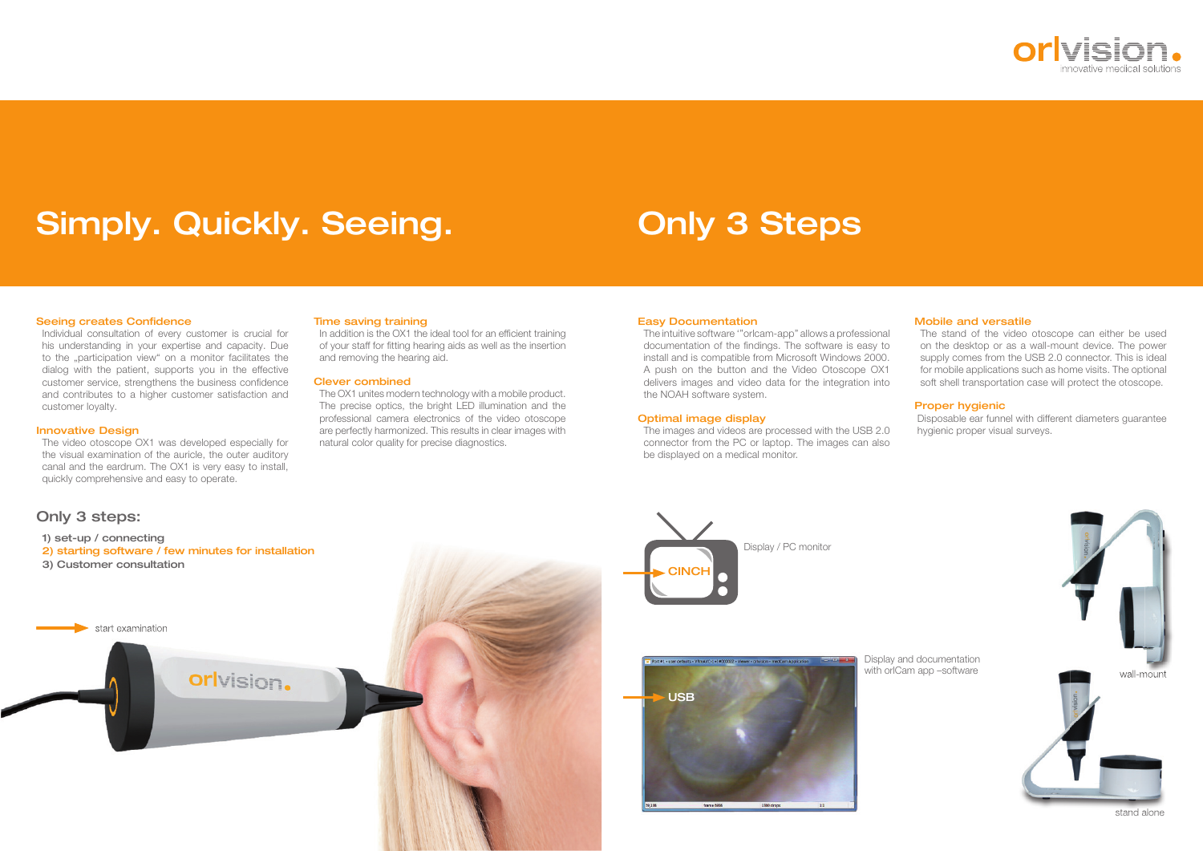# Simply. Quickly. Seeing.

### Seeing creates Confidence

Individual consultation of every customer is crucial for his understanding in your expertise and capacity. Due to the „participation view" on a monitor facilitates the dialog with the patient, supports you in the effective customer service, strengthens the business confidence and contributes to a higher customer satisfaction and customer loyalty.

### Innovative Design

The video otoscope OX1 was developed especially for the visual examination of the auricle, the outer auditory canal and the eardrum. The OX1 is very easy to install, quickly comprehensive and easy to operate.

### Time saving training

In addition is the OX1 the ideal tool for an efficient training of your staff for fitting hearing aids as well as the insertion and removing the hearing aid.

### Clever combined

The OX1 unites modern technology with a mobile product. The precise optics, the bright LED illumination and the professional camera electronics of the video otoscope are perfectly harmonized. This results in clear images with natural color quality for precise diagnostics.

## Only 3 steps:

1) set-up / connecting
2) starting software / few minutes for installation
3) Customer consultation

start examination

# Only 3 Steps

### Easy Documentation

The intuitive software '"orlcam-app" allows a professional documentation of the findings. The software is easy to install and is compatible from Microsoft Windows 2000. A push on the button and the Video Otoscope OX1 delivers images and video data for the integration into the NOAH software system.

### Optimal image display

The images and videos are processed with the USB 2.0 connector from the PC or laptop. The images can also be displayed on a medical monitor.

### Mobile and versatile

The stand of the video otoscope can either be used on the desktop or as a wall-mount device. The power supply comes from the USB 2.0 connector. This is ideal for mobile applications such as home visits. The optional soft shell transportation case will protect the otoscope.

### Proper hygienic

Disposable ear funnel with different diameters guarantee hygienic proper visual surveys.

CINCH — Display / PC monitor

USB — Display and documentation with orlCam app –software

wall-mount

stand alone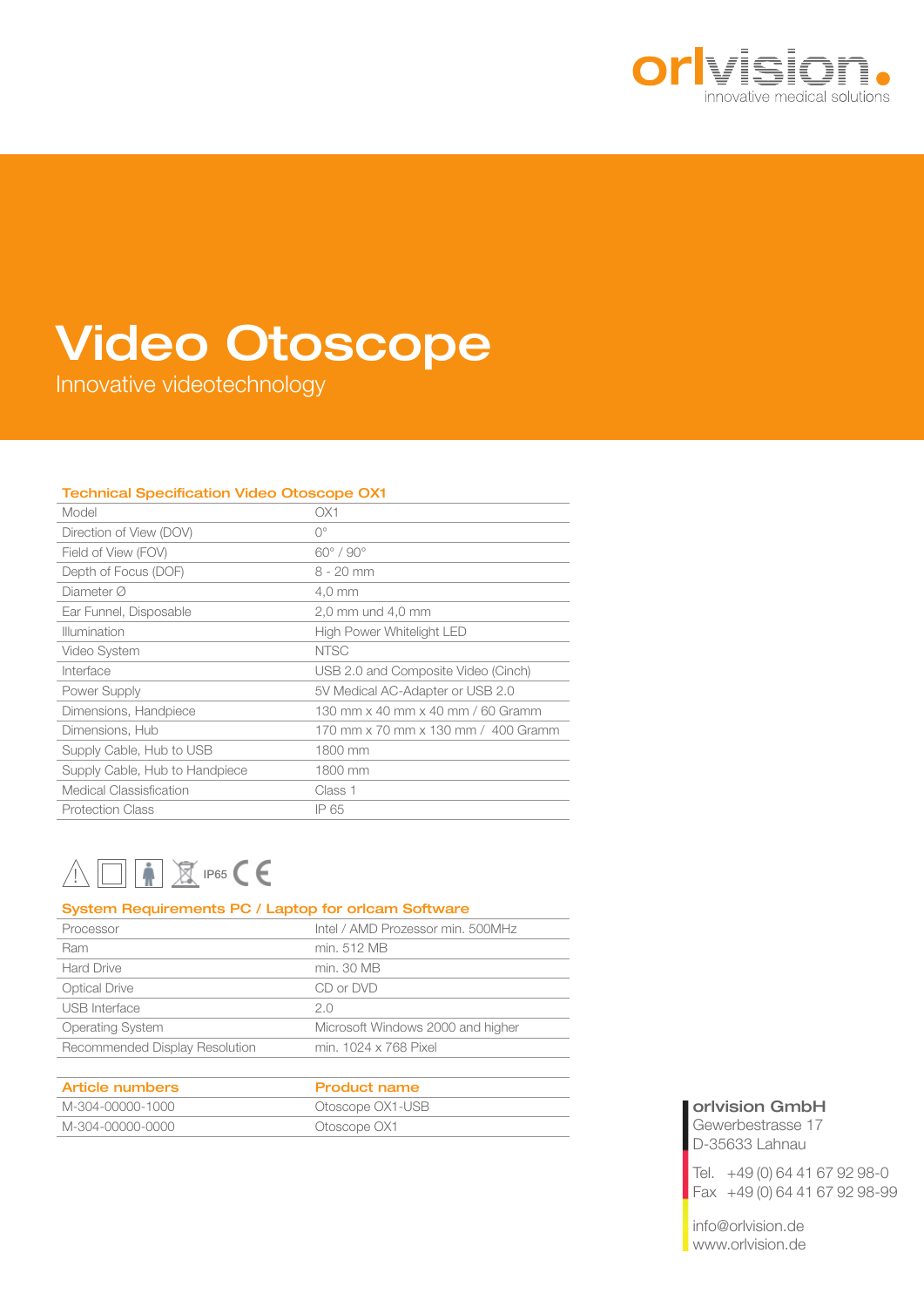orlvision
innovative medical solutions

# Video Otoscope

Innovative videotechnology

## Technical Specification Video Otoscope OX1

| | |
|---|---|
| Model | OX1 |
| Direction of View (DOV) | 0° |
| Field of View (FOV) | 60° / 90° |
| Depth of Focus (DOF) | 8 - 20 mm |
| Diameter Ø | 4,0 mm |
| Ear Funnel, Disposable | 2,0 mm und 4,0 mm |
| Illumination | High Power Whitelight LED |
| Video System | NTSC |
| Interface | USB 2.0 and Composite Video (Cinch) |
| Power Supply | 5V Medical AC-Adapter or USB 2.0 |
| Dimensions, Handpiece | 130 mm x 40 mm x 40 mm / 60 Gramm |
| Dimensions, Hub | 170 mm x 70 mm x 130 mm / 400 Gramm |
| Supply Cable, Hub to USB | 1800 mm |
| Supply Cable, Hub to Handpiece | 1800 mm |
| Medical Classisfication | Class 1 |
| Protection Class | IP 65 |

IP65 CE

## System Requirements PC / Laptop for orlcam Software

| | |
|---|---|
| Processor | Intel / AMD Prozessor min. 500MHz |
| Ram | min. 512 MB |
| Hard Drive | min. 30 MB |
| Optical Drive | CD or DVD |
| USB Interface | 2.0 |
| Operating System | Microsoft Windows 2000 and higher |
| Recommended Display Resolution | min. 1024 x 768 Pixel |

| Article numbers | Product name |
|---|---|
| M-304-00000-1000 | Otoscope OX1-USB |
| M-304-00000-0000 | Otoscope OX1 |

**orlvision GmbH**
Gewerbestrasse 17
D-35633 Lahnau

Tel. +49 (0) 64 41 67 92 98-0
Fax +49 (0) 64 41 67 92 98-99

info@orlvision.de
www.orlvision.de